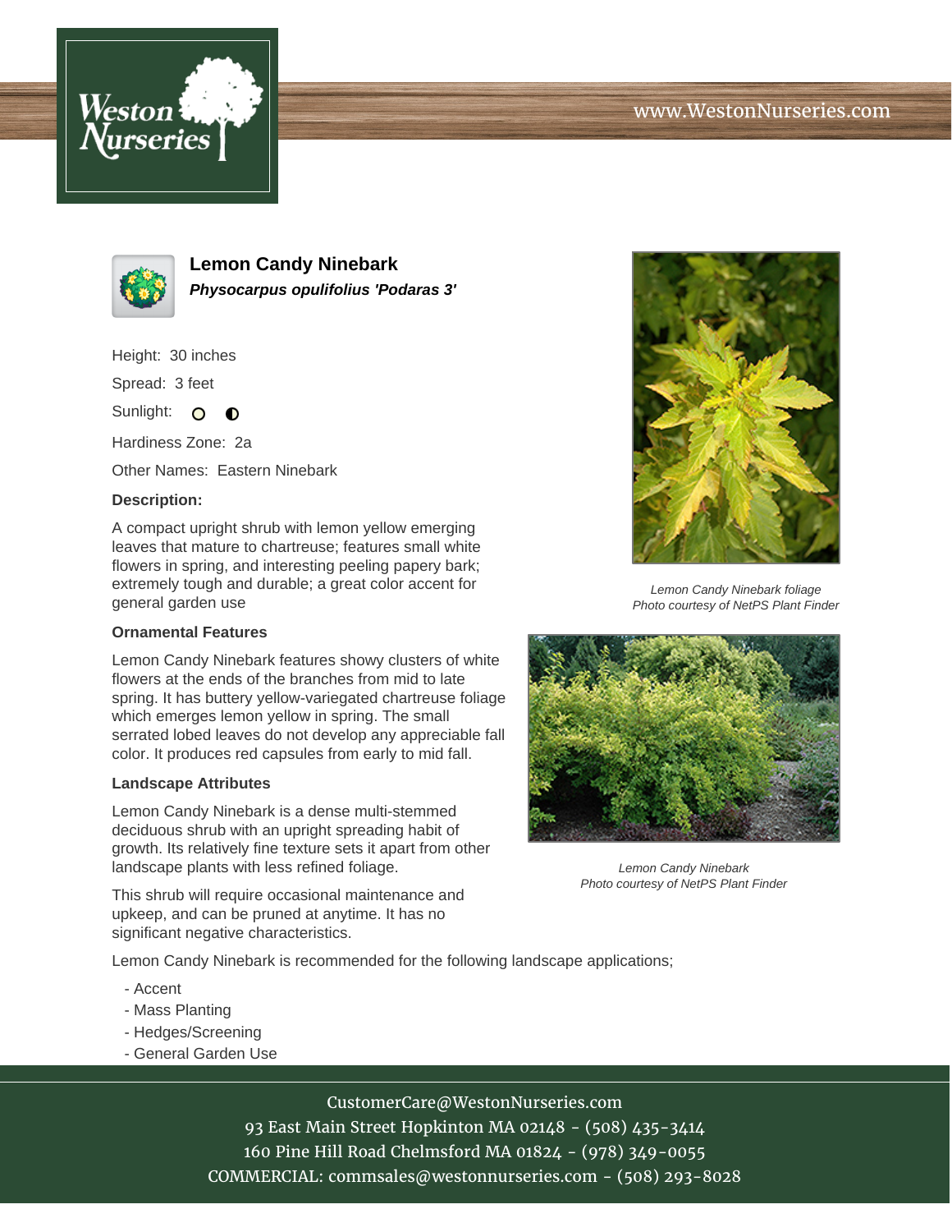# Lemon Candy Ninebark

***Physocarpus opulifolius 'Podaras 3'***

Height: 30 inches

Spread: 3 feet

Sunlight:

Hardiness Zone: 2a

Other Names: Eastern Ninebark

**Description:**

A compact upright shrub with lemon yellow emerging leaves that mature to chartreuse; features small white flowers in spring, and interesting peeling papery bark; extremely tough and durable; a great color accent for general garden use

*Lemon Candy Ninebark foliage*
*Photo courtesy of NetPS Plant Finder*

### Ornamental Features

Lemon Candy Ninebark features showy clusters of white flowers at the ends of the branches from mid to late spring. It has buttery yellow-variegated chartreuse foliage which emerges lemon yellow in spring. The small serrated lobed leaves do not develop any appreciable fall color. It produces red capsules from early to mid fall.

### Landscape Attributes

Lemon Candy Ninebark is a dense multi-stemmed deciduous shrub with an upright spreading habit of growth. Its relatively fine texture sets it apart from other landscape plants with less refined foliage.

*Lemon Candy Ninebark*
*Photo courtesy of NetPS Plant Finder*

This shrub will require occasional maintenance and upkeep, and can be pruned at anytime. It has no significant negative characteristics.

Lemon Candy Ninebark is recommended for the following landscape applications;

- Accent
- Mass Planting
- Hedges/Screening
- General Garden Use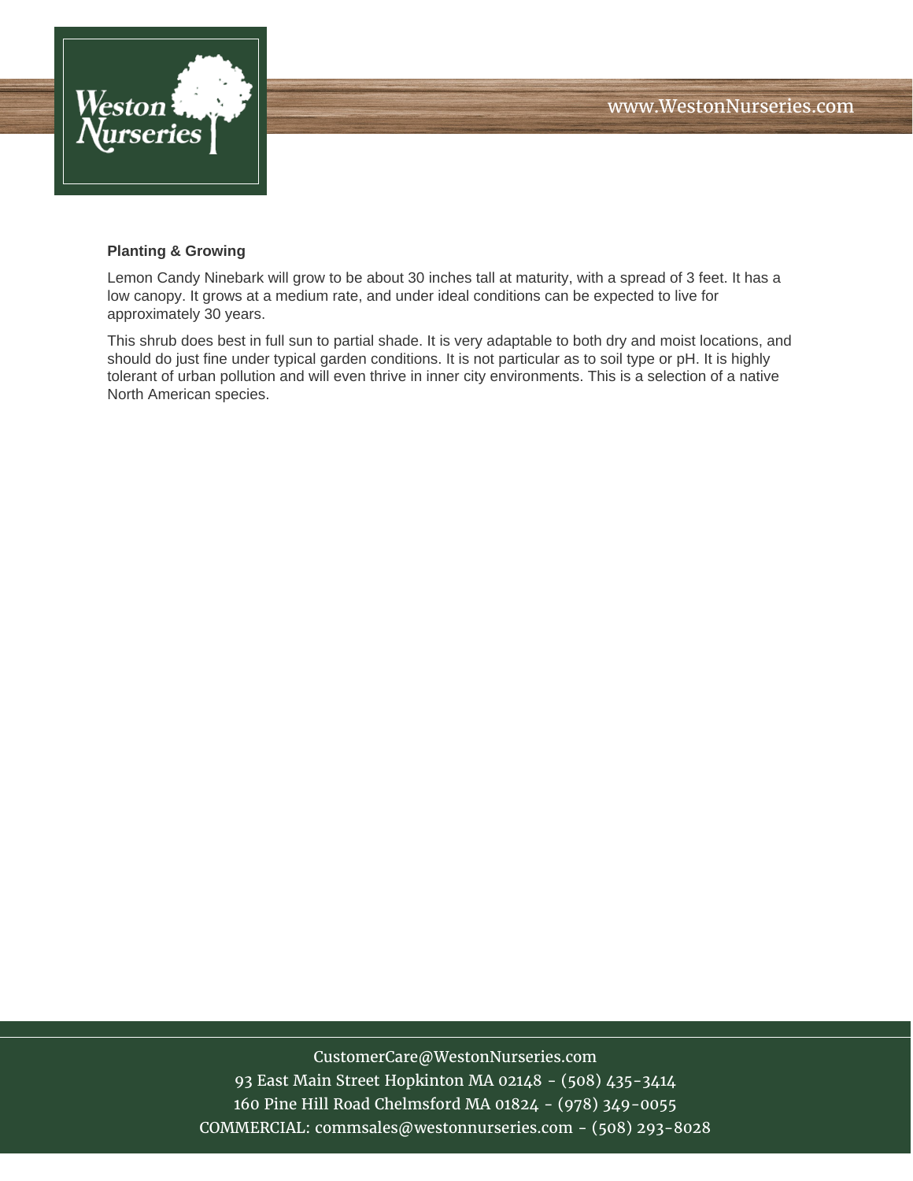### Planting & Growing

Lemon Candy Ninebark will grow to be about 30 inches tall at maturity, with a spread of 3 feet. It has a low canopy. It grows at a medium rate, and under ideal conditions can be expected to live for approximately 30 years.

This shrub does best in full sun to partial shade. It is very adaptable to both dry and moist locations, and should do just fine under typical garden conditions. It is not particular as to soil type or pH. It is highly tolerant of urban pollution and will even thrive in inner city environments. This is a selection of a native North American species.